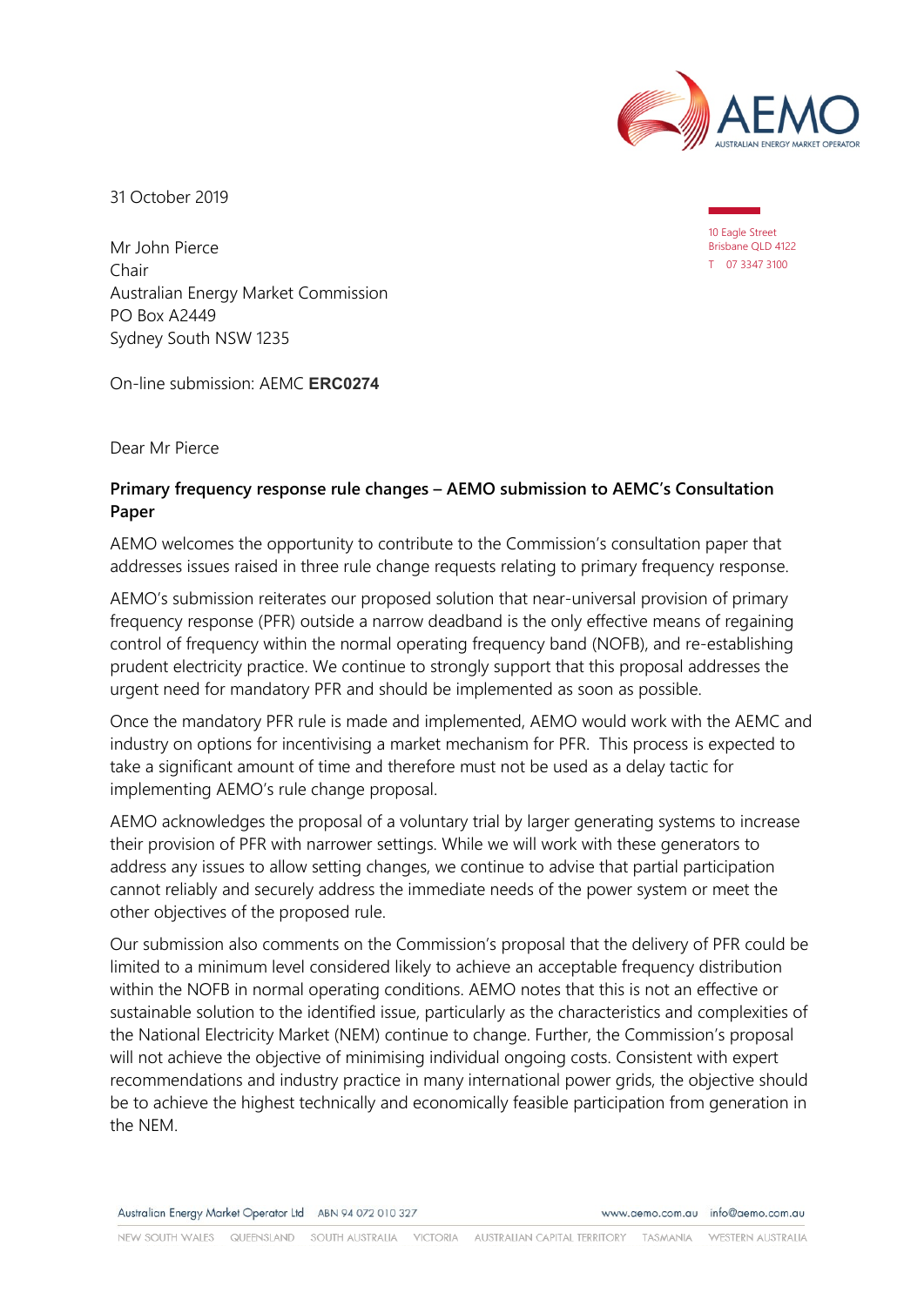31 October 2019

10 Eagle Street
Brisbane QLD 4122
T 07 3347 3100

Mr John Pierce
Chair
Australian Energy Market Commission
PO Box A2449
Sydney South NSW 1235

On-line submission: AEMC **ERC0274**

Dear Mr Pierce

**Primary frequency response rule changes – AEMO submission to AEMC's Consultation Paper**

AEMO welcomes the opportunity to contribute to the Commission's consultation paper that addresses issues raised in three rule change requests relating to primary frequency response.

AEMO's submission reiterates our proposed solution that near-universal provision of primary frequency response (PFR) outside a narrow deadband is the only effective means of regaining control of frequency within the normal operating frequency band (NOFB), and re-establishing prudent electricity practice. We continue to strongly support that this proposal addresses the urgent need for mandatory PFR and should be implemented as soon as possible.

Once the mandatory PFR rule is made and implemented, AEMO would work with the AEMC and industry on options for incentivising a market mechanism for PFR. This process is expected to take a significant amount of time and therefore must not be used as a delay tactic for implementing AEMO's rule change proposal.

AEMO acknowledges the proposal of a voluntary trial by larger generating systems to increase their provision of PFR with narrower settings. While we will work with these generators to address any issues to allow setting changes, we continue to advise that partial participation cannot reliably and securely address the immediate needs of the power system or meet the other objectives of the proposed rule.

Our submission also comments on the Commission's proposal that the delivery of PFR could be limited to a minimum level considered likely to achieve an acceptable frequency distribution within the NOFB in normal operating conditions. AEMO notes that this is not an effective or sustainable solution to the identified issue, particularly as the characteristics and complexities of the National Electricity Market (NEM) continue to change. Further, the Commission's proposal will not achieve the objective of minimising individual ongoing costs. Consistent with expert recommendations and industry practice in many international power grids, the objective should be to achieve the highest technically and economically feasible participation from generation in the NEM.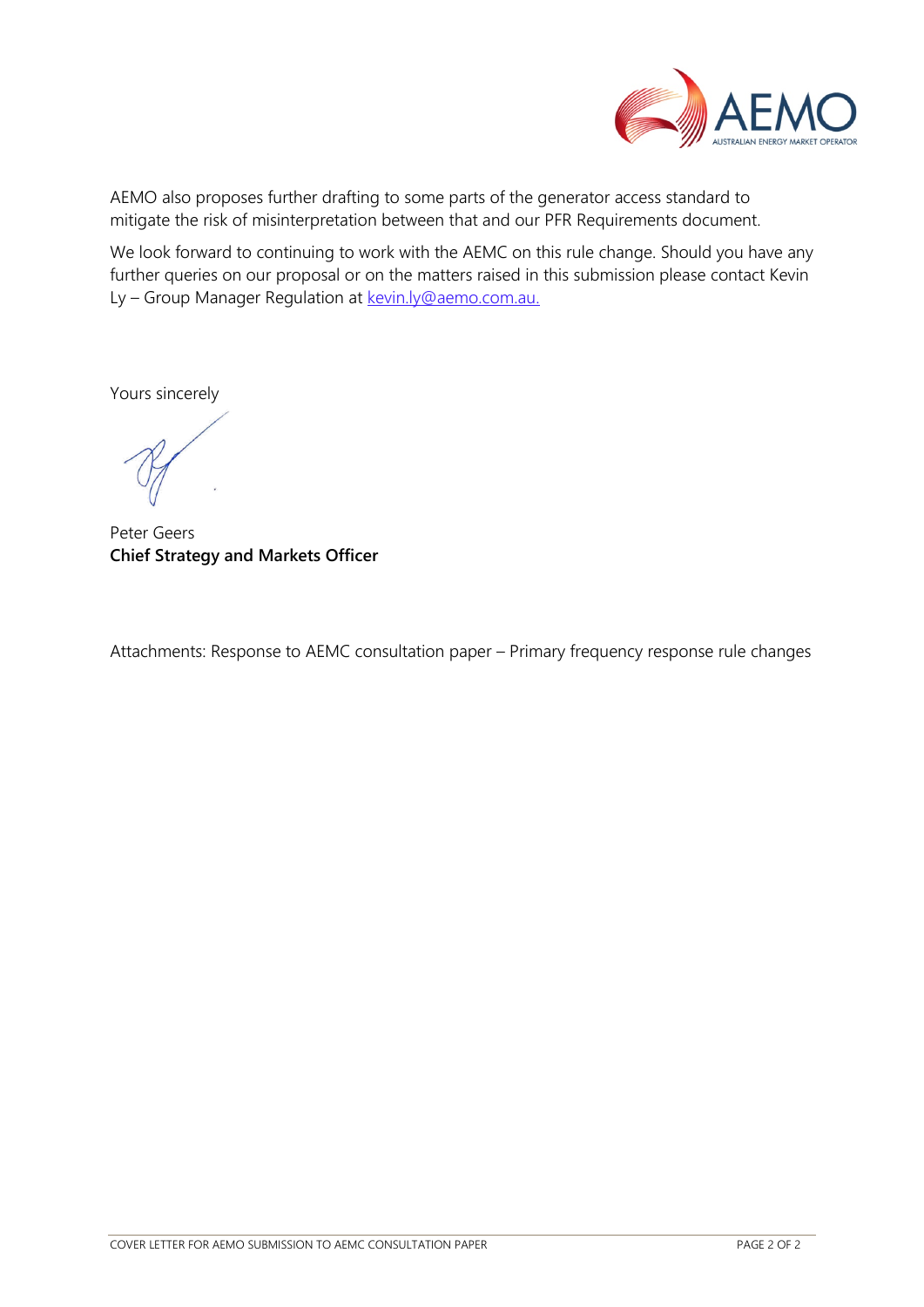AEMO also proposes further drafting to some parts of the generator access standard to mitigate the risk of misinterpretation between that and our PFR Requirements document.

We look forward to continuing to work with the AEMC on this rule change. Should you have any further queries on our proposal or on the matters raised in this submission please contact Kevin Ly – Group Manager Regulation at kevin.ly@aemo.com.au.

Yours sincerely

Peter Geers
**Chief Strategy and Markets Officer**

Attachments: Response to AEMC consultation paper – Primary frequency response rule changes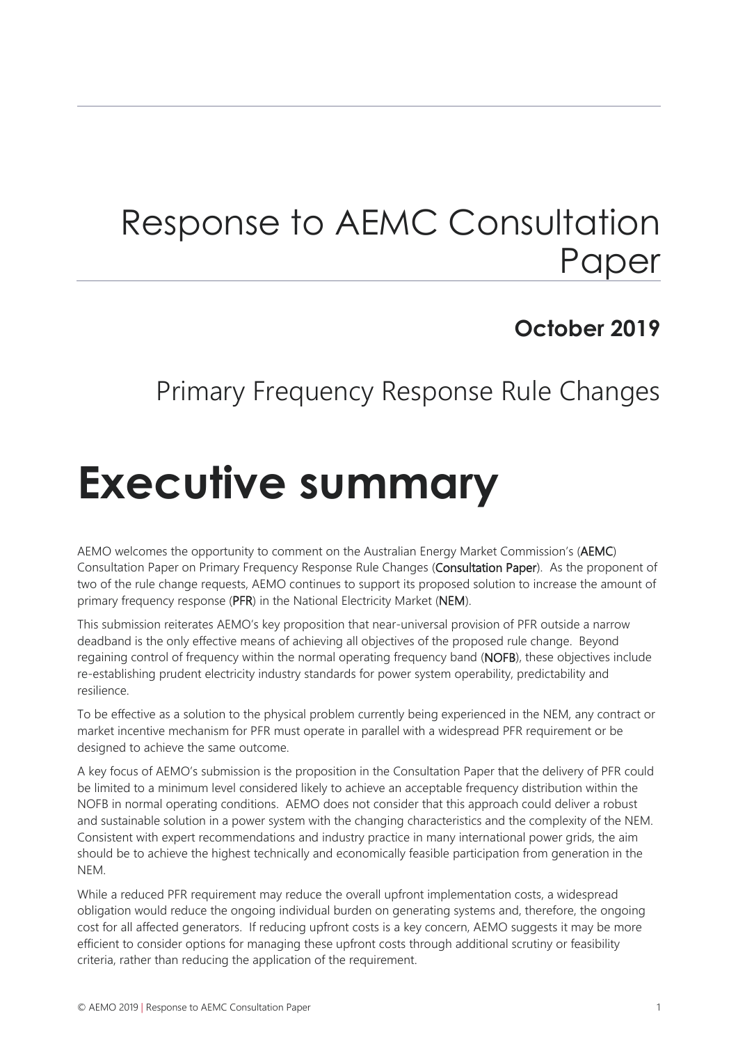# Response to AEMC Consultation Paper

**October 2019**

Primary Frequency Response Rule Changes

# Executive summary

AEMO welcomes the opportunity to comment on the Australian Energy Market Commission's (**AEMC**) Consultation Paper on Primary Frequency Response Rule Changes (**Consultation Paper**). As the proponent of two of the rule change requests, AEMO continues to support its proposed solution to increase the amount of primary frequency response (**PFR**) in the National Electricity Market (**NEM**).

This submission reiterates AEMO's key proposition that near-universal provision of PFR outside a narrow deadband is the only effective means of achieving all objectives of the proposed rule change. Beyond regaining control of frequency within the normal operating frequency band (**NOFB**), these objectives include re-establishing prudent electricity industry standards for power system operability, predictability and resilience.

To be effective as a solution to the physical problem currently being experienced in the NEM, any contract or market incentive mechanism for PFR must operate in parallel with a widespread PFR requirement or be designed to achieve the same outcome.

A key focus of AEMO's submission is the proposition in the Consultation Paper that the delivery of PFR could be limited to a minimum level considered likely to achieve an acceptable frequency distribution within the NOFB in normal operating conditions. AEMO does not consider that this approach could deliver a robust and sustainable solution in a power system with the changing characteristics and the complexity of the NEM. Consistent with expert recommendations and industry practice in many international power grids, the aim should be to achieve the highest technically and economically feasible participation from generation in the NEM.

While a reduced PFR requirement may reduce the overall upfront implementation costs, a widespread obligation would reduce the ongoing individual burden on generating systems and, therefore, the ongoing cost for all affected generators. If reducing upfront costs is a key concern, AEMO suggests it may be more efficient to consider options for managing these upfront costs through additional scrutiny or feasibility criteria, rather than reducing the application of the requirement.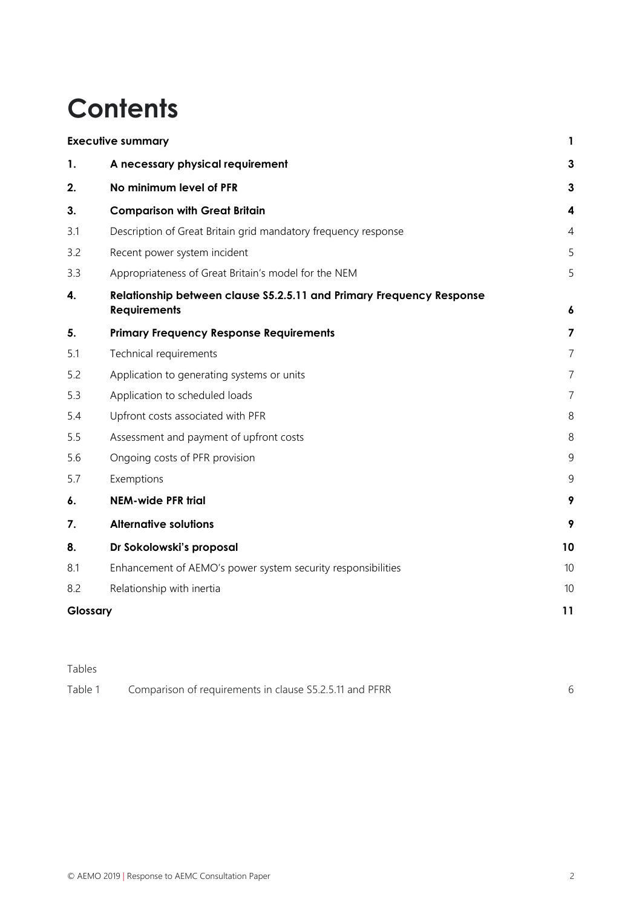# Contents

| | | |
|---|---|---|
| **Executive summary** | | **1** |
| **1.** | **A necessary physical requirement** | **3** |
| **2.** | **No minimum level of PFR** | **3** |
| **3.** | **Comparison with Great Britain** | **4** |
| 3.1 | Description of Great Britain grid mandatory frequency response | 4 |
| 3.2 | Recent power system incident | 5 |
| 3.3 | Appropriateness of Great Britain's model for the NEM | 5 |
| **4.** | **Relationship between clause S5.2.5.11 and Primary Frequency Response Requirements** | **6** |
| **5.** | **Primary Frequency Response Requirements** | **7** |
| 5.1 | Technical requirements | 7 |
| 5.2 | Application to generating systems or units | 7 |
| 5.3 | Application to scheduled loads | 7 |
| 5.4 | Upfront costs associated with PFR | 8 |
| 5.5 | Assessment and payment of upfront costs | 8 |
| 5.6 | Ongoing costs of PFR provision | 9 |
| 5.7 | Exemptions | 9 |
| **6.** | **NEM-wide PFR trial** | **9** |
| **7.** | **Alternative solutions** | **9** |
| **8.** | **Dr Sokolowski's proposal** | **10** |
| 8.1 | Enhancement of AEMO's power system security responsibilities | 10 |
| 8.2 | Relationship with inertia | 10 |
| **Glossary** | | **11** |

Tables

| | | |
|---|---|---|
| Table 1 | Comparison of requirements in clause S5.2.5.11 and PFRR | 6 |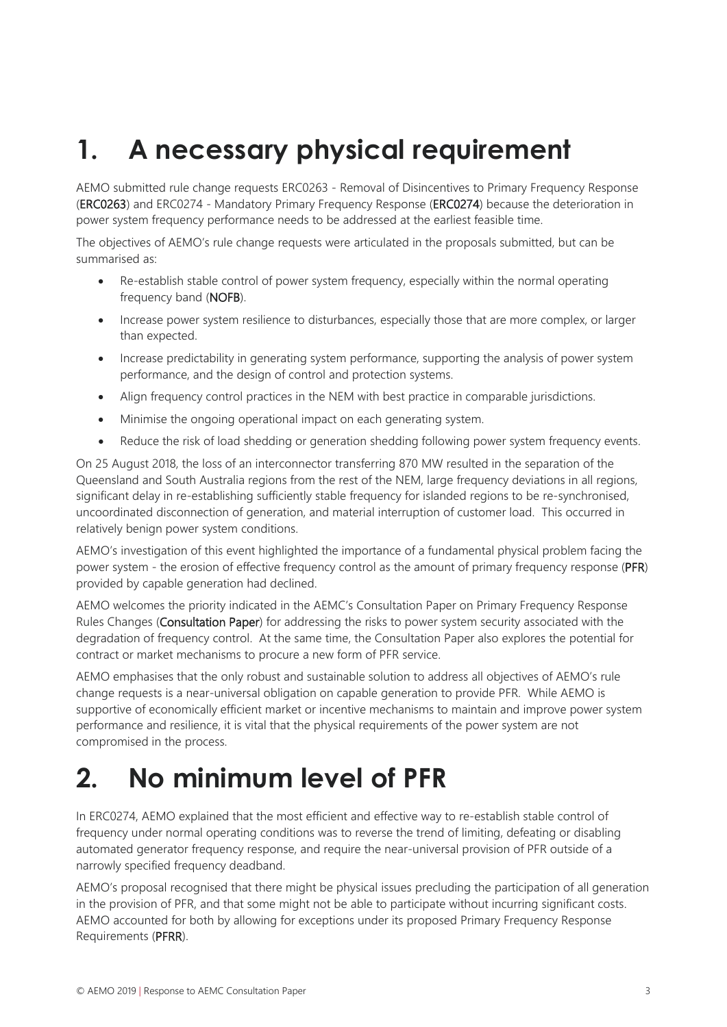# 1. A necessary physical requirement

AEMO submitted rule change requests ERC0263 - Removal of Disincentives to Primary Frequency Response (**ERC0263**) and ERC0274 - Mandatory Primary Frequency Response (**ERC0274**) because the deterioration in power system frequency performance needs to be addressed at the earliest feasible time.

The objectives of AEMO's rule change requests were articulated in the proposals submitted, but can be summarised as:

- Re-establish stable control of power system frequency, especially within the normal operating frequency band (**NOFB**).
- Increase power system resilience to disturbances, especially those that are more complex, or larger than expected.
- Increase predictability in generating system performance, supporting the analysis of power system performance, and the design of control and protection systems.
- Align frequency control practices in the NEM with best practice in comparable jurisdictions.
- Minimise the ongoing operational impact on each generating system.
- Reduce the risk of load shedding or generation shedding following power system frequency events.

On 25 August 2018, the loss of an interconnector transferring 870 MW resulted in the separation of the Queensland and South Australia regions from the rest of the NEM, large frequency deviations in all regions, significant delay in re-establishing sufficiently stable frequency for islanded regions to be re-synchronised, uncoordinated disconnection of generation, and material interruption of customer load. This occurred in relatively benign power system conditions.

AEMO's investigation of this event highlighted the importance of a fundamental physical problem facing the power system - the erosion of effective frequency control as the amount of primary frequency response (**PFR**) provided by capable generation had declined.

AEMO welcomes the priority indicated in the AEMC's Consultation Paper on Primary Frequency Response Rules Changes (**Consultation Paper**) for addressing the risks to power system security associated with the degradation of frequency control. At the same time, the Consultation Paper also explores the potential for contract or market mechanisms to procure a new form of PFR service.

AEMO emphasises that the only robust and sustainable solution to address all objectives of AEMO's rule change requests is a near-universal obligation on capable generation to provide PFR. While AEMO is supportive of economically efficient market or incentive mechanisms to maintain and improve power system performance and resilience, it is vital that the physical requirements of the power system are not compromised in the process.

# 2. No minimum level of PFR

In ERC0274, AEMO explained that the most efficient and effective way to re-establish stable control of frequency under normal operating conditions was to reverse the trend of limiting, defeating or disabling automated generator frequency response, and require the near-universal provision of PFR outside of a narrowly specified frequency deadband.

AEMO's proposal recognised that there might be physical issues precluding the participation of all generation in the provision of PFR, and that some might not be able to participate without incurring significant costs. AEMO accounted for both by allowing for exceptions under its proposed Primary Frequency Response Requirements (**PFRR**).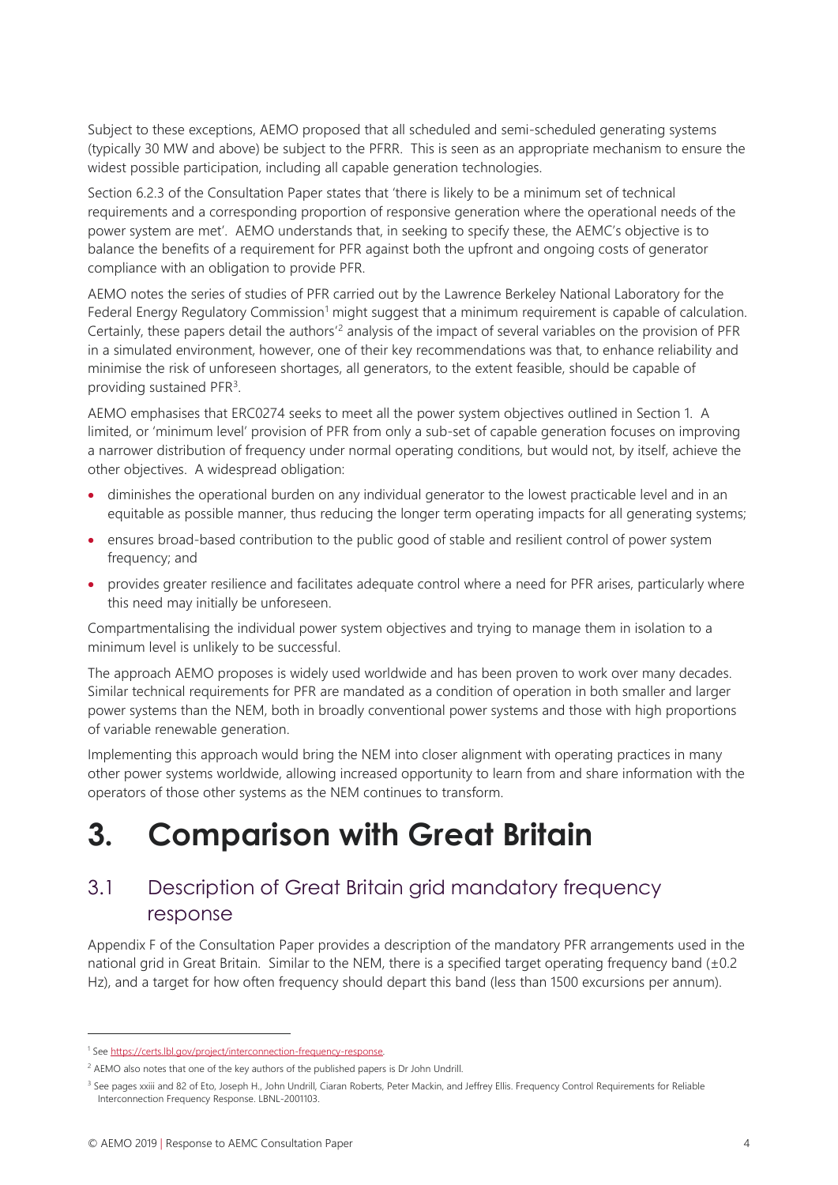Subject to these exceptions, AEMO proposed that all scheduled and semi-scheduled generating systems (typically 30 MW and above) be subject to the PFRR. This is seen as an appropriate mechanism to ensure the widest possible participation, including all capable generation technologies.

Section 6.2.3 of the Consultation Paper states that 'there is likely to be a minimum set of technical requirements and a corresponding proportion of responsive generation where the operational needs of the power system are met'. AEMO understands that, in seeking to specify these, the AEMC's objective is to balance the benefits of a requirement for PFR against both the upfront and ongoing costs of generator compliance with an obligation to provide PFR.

AEMO notes the series of studies of PFR carried out by the Lawrence Berkeley National Laboratory for the Federal Energy Regulatory Commission[1] might suggest that a minimum requirement is capable of calculation. Certainly, these papers detail the authors'[2] analysis of the impact of several variables on the provision of PFR in a simulated environment, however, one of their key recommendations was that, to enhance reliability and minimise the risk of unforeseen shortages, all generators, to the extent feasible, should be capable of providing sustained PFR[3].

AEMO emphasises that ERC0274 seeks to meet all the power system objectives outlined in Section 1. A limited, or 'minimum level' provision of PFR from only a sub-set of capable generation focuses on improving a narrower distribution of frequency under normal operating conditions, but would not, by itself, achieve the other objectives. A widespread obligation:

- diminishes the operational burden on any individual generator to the lowest practicable level and in an equitable as possible manner, thus reducing the longer term operating impacts for all generating systems;
- ensures broad-based contribution to the public good of stable and resilient control of power system frequency; and
- provides greater resilience and facilitates adequate control where a need for PFR arises, particularly where this need may initially be unforeseen.

Compartmentalising the individual power system objectives and trying to manage them in isolation to a minimum level is unlikely to be successful.

The approach AEMO proposes is widely used worldwide and has been proven to work over many decades. Similar technical requirements for PFR are mandated as a condition of operation in both smaller and larger power systems than the NEM, both in broadly conventional power systems and those with high proportions of variable renewable generation.

Implementing this approach would bring the NEM into closer alignment with operating practices in many other power systems worldwide, allowing increased opportunity to learn from and share information with the operators of those other systems as the NEM continues to transform.

# 3. Comparison with Great Britain

## 3.1 Description of Great Britain grid mandatory frequency response

Appendix F of the Consultation Paper provides a description of the mandatory PFR arrangements used in the national grid in Great Britain. Similar to the NEM, there is a specified target operating frequency band (±0.2 Hz), and a target for how often frequency should depart this band (less than 1500 excursions per annum).

---

[1] See https://certs.lbl.gov/project/interconnection-frequency-response.

[2] AEMO also notes that one of the key authors of the published papers is Dr John Undrill.

[3] See pages xxiii and 82 of Eto, Joseph H., John Undrill, Ciaran Roberts, Peter Mackin, and Jeffrey Ellis. Frequency Control Requirements for Reliable Interconnection Frequency Response. LBNL-2001103.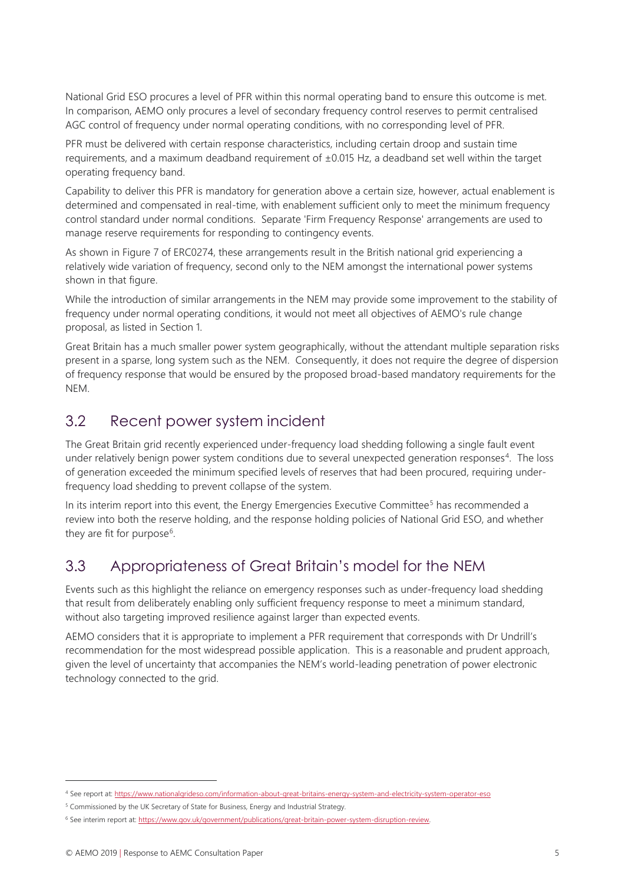National Grid ESO procures a level of PFR within this normal operating band to ensure this outcome is met. In comparison, AEMO only procures a level of secondary frequency control reserves to permit centralised AGC control of frequency under normal operating conditions, with no corresponding level of PFR.

PFR must be delivered with certain response characteristics, including certain droop and sustain time requirements, and a maximum deadband requirement of ±0.015 Hz, a deadband set well within the target operating frequency band.

Capability to deliver this PFR is mandatory for generation above a certain size, however, actual enablement is determined and compensated in real-time, with enablement sufficient only to meet the minimum frequency control standard under normal conditions. Separate 'Firm Frequency Response' arrangements are used to manage reserve requirements for responding to contingency events.

As shown in Figure 7 of ERC0274, these arrangements result in the British national grid experiencing a relatively wide variation of frequency, second only to the NEM amongst the international power systems shown in that figure.

While the introduction of similar arrangements in the NEM may provide some improvement to the stability of frequency under normal operating conditions, it would not meet all objectives of AEMO's rule change proposal, as listed in Section 1.

Great Britain has a much smaller power system geographically, without the attendant multiple separation risks present in a sparse, long system such as the NEM. Consequently, it does not require the degree of dispersion of frequency response that would be ensured by the proposed broad-based mandatory requirements for the NEM.

## 3.2 Recent power system incident

The Great Britain grid recently experienced under-frequency load shedding following a single fault event under relatively benign power system conditions due to several unexpected generation responses[4]. The loss of generation exceeded the minimum specified levels of reserves that had been procured, requiring under-frequency load shedding to prevent collapse of the system.

In its interim report into this event, the Energy Emergencies Executive Committee[5] has recommended a review into both the reserve holding, and the response holding policies of National Grid ESO, and whether they are fit for purpose[6].

## 3.3 Appropriateness of Great Britain's model for the NEM

Events such as this highlight the reliance on emergency responses such as under-frequency load shedding that result from deliberately enabling only sufficient frequency response to meet a minimum standard, without also targeting improved resilience against larger than expected events.

AEMO considers that it is appropriate to implement a PFR requirement that corresponds with Dr Undrill's recommendation for the most widespread possible application. This is a reasonable and prudent approach, given the level of uncertainty that accompanies the NEM's world-leading penetration of power electronic technology connected to the grid.

---

[4] See report at: https://www.nationalgrideso.com/information-about-great-britains-energy-system-and-electricity-system-operator-eso

[5] Commissioned by the UK Secretary of State for Business, Energy and Industrial Strategy.

[6] See interim report at: https://www.gov.uk/government/publications/great-britain-power-system-disruption-review.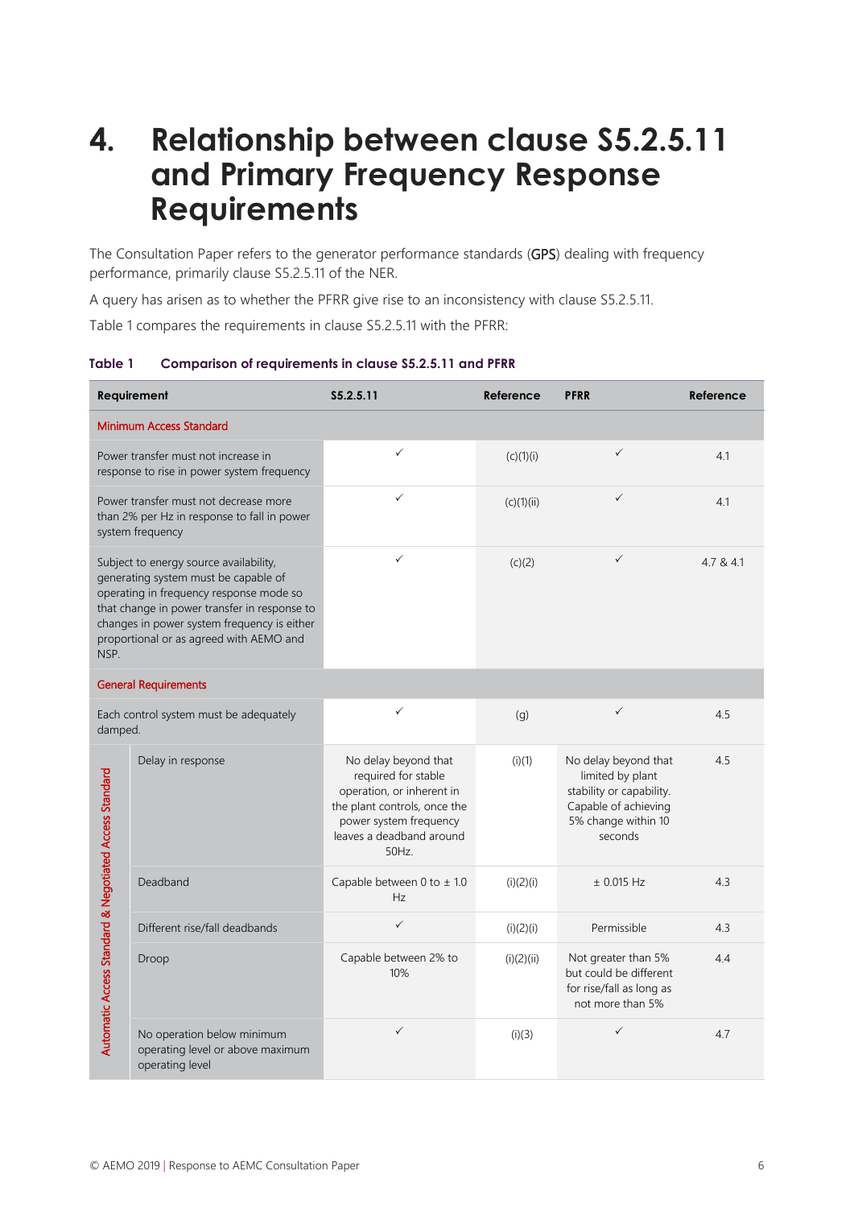# 4. Relationship between clause S5.2.5.11 and Primary Frequency Response Requirements

The Consultation Paper refers to the generator performance standards (**GPS**) dealing with frequency performance, primarily clause S5.2.5.11 of the NER.

A query has arisen as to whether the PFRR give rise to an inconsistency with clause S5.2.5.11.

Table 1 compares the requirements in clause S5.2.5.11 with the PFRR:

**Table 1 Comparison of requirements in clause S5.2.5.11 and PFRR**

| Requirement | | S5.2.5.11 | Reference | PFRR | Reference |
|---|---|---|---|---|---|
| **Minimum Access Standard** | | | | | |
| Power transfer must not increase in response to rise in power system frequency | | ✓ | (c)(1)(i) | ✓ | 4.1 |
| Power transfer must not decrease more than 2% per Hz in response to fall in power system frequency | | ✓ | (c)(1)(ii) | ✓ | 4.1 |
| Subject to energy source availability, generating system must be capable of operating in frequency response mode so that change in power transfer in response to changes in power system frequency is either proportional or as agreed with AEMO and NSP. | | ✓ | (c)(2) | ✓ | 4.7 & 4.1 |
| **General Requirements** | | | | | |
| Each control system must be adequately damped. | | ✓ | (g) | ✓ | 4.5 |
| Automatic Access Standard & Negotiated Access Standard | Delay in response | No delay beyond that required for stable operation, or inherent in the plant controls, once the power system frequency leaves a deadband around 50Hz. | (i)(1) | No delay beyond that limited by plant stability or capability. Capable of achieving 5% change within 10 seconds | 4.5 |
| | Deadband | Capable between 0 to ± 1.0 Hz | (i)(2)(i) | ± 0.015 Hz | 4.3 |
| | Different rise/fall deadbands | ✓ | (i)(2)(i) | Permissible | 4.3 |
| | Droop | Capable between 2% to 10% | (i)(2)(ii) | Not greater than 5% but could be different for rise/fall as long as not more than 5% | 4.4 |
| | No operation below minimum operating level or above maximum operating level | ✓ | (i)(3) | ✓ | 4.7 |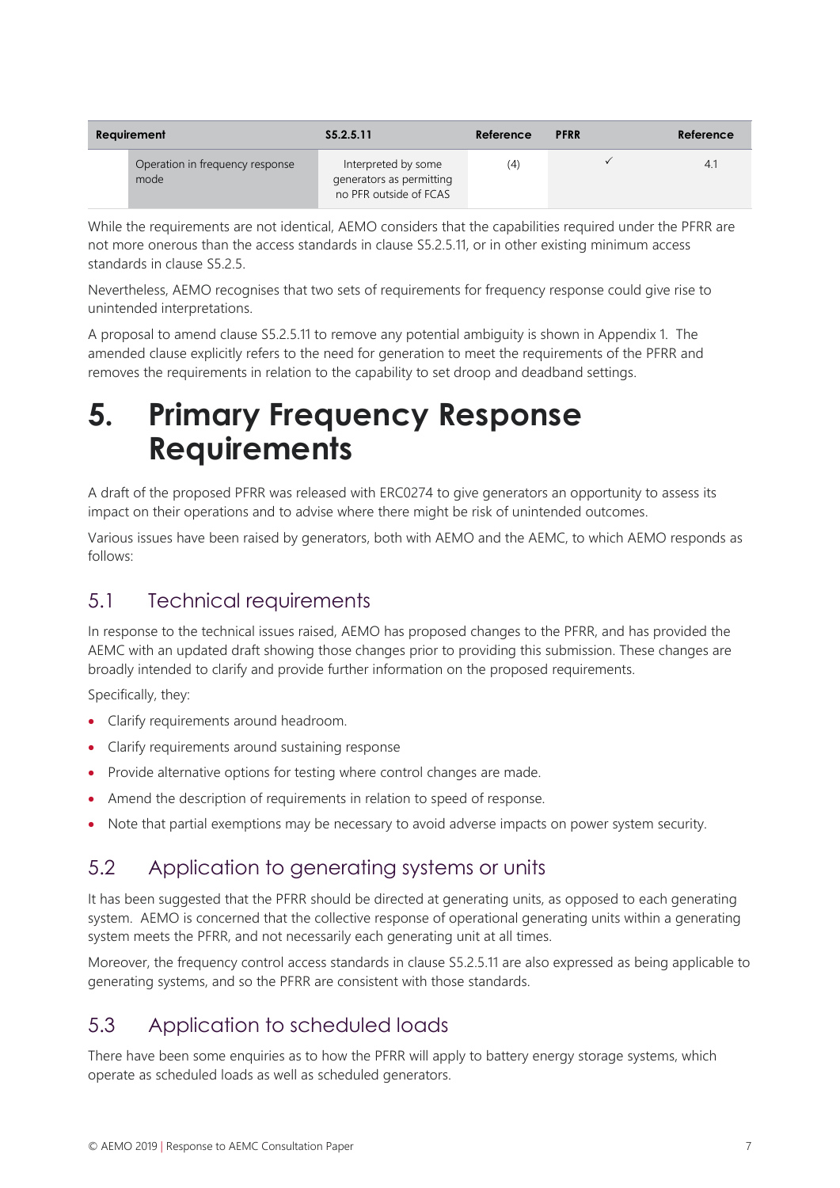| Requirement | | S5.2.5.11 | Reference | PFRR | Reference |
|---|---|---|---|---|---|
| | Operation in frequency response mode | Interpreted by some generators as permitting no PFR outside of FCAS | (4) | ✓ | 4.1 |

While the requirements are not identical, AEMO considers that the capabilities required under the PFRR are not more onerous than the access standards in clause S5.2.5.11, or in other existing minimum access standards in clause S5.2.5.

Nevertheless, AEMO recognises that two sets of requirements for frequency response could give rise to unintended interpretations.

A proposal to amend clause S5.2.5.11 to remove any potential ambiguity is shown in Appendix 1. The amended clause explicitly refers to the need for generation to meet the requirements of the PFRR and removes the requirements in relation to the capability to set droop and deadband settings.

# 5. Primary Frequency Response Requirements

A draft of the proposed PFRR was released with ERC0274 to give generators an opportunity to assess its impact on their operations and to advise where there might be risk of unintended outcomes.

Various issues have been raised by generators, both with AEMO and the AEMC, to which AEMO responds as follows:

## 5.1 Technical requirements

In response to the technical issues raised, AEMO has proposed changes to the PFRR, and has provided the AEMC with an updated draft showing those changes prior to providing this submission. These changes are broadly intended to clarify and provide further information on the proposed requirements.

Specifically, they:

- Clarify requirements around headroom.
- Clarify requirements around sustaining response
- Provide alternative options for testing where control changes are made.
- Amend the description of requirements in relation to speed of response.
- Note that partial exemptions may be necessary to avoid adverse impacts on power system security.

## 5.2 Application to generating systems or units

It has been suggested that the PFRR should be directed at generating units, as opposed to each generating system. AEMO is concerned that the collective response of operational generating units within a generating system meets the PFRR, and not necessarily each generating unit at all times.

Moreover, the frequency control access standards in clause S5.2.5.11 are also expressed as being applicable to generating systems, and so the PFRR are consistent with those standards.

## 5.3 Application to scheduled loads

There have been some enquiries as to how the PFRR will apply to battery energy storage systems, which operate as scheduled loads as well as scheduled generators.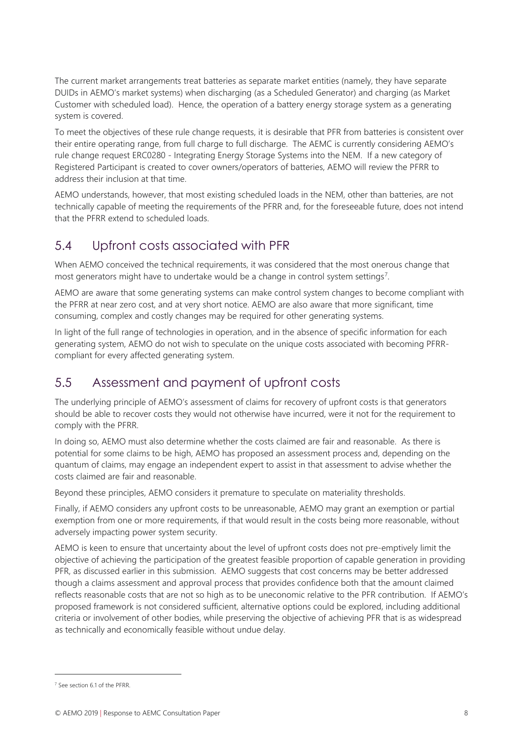The current market arrangements treat batteries as separate market entities (namely, they have separate DUIDs in AEMO's market systems) when discharging (as a Scheduled Generator) and charging (as Market Customer with scheduled load). Hence, the operation of a battery energy storage system as a generating system is covered.

To meet the objectives of these rule change requests, it is desirable that PFR from batteries is consistent over their entire operating range, from full charge to full discharge. The AEMC is currently considering AEMO's rule change request ERC0280 - Integrating Energy Storage Systems into the NEM. If a new category of Registered Participant is created to cover owners/operators of batteries, AEMO will review the PFRR to address their inclusion at that time.

AEMO understands, however, that most existing scheduled loads in the NEM, other than batteries, are not technically capable of meeting the requirements of the PFRR and, for the foreseeable future, does not intend that the PFRR extend to scheduled loads.

## 5.4 Upfront costs associated with PFR

When AEMO conceived the technical requirements, it was considered that the most onerous change that most generators might have to undertake would be a change in control system settings[7].

AEMO are aware that some generating systems can make control system changes to become compliant with the PFRR at near zero cost, and at very short notice. AEMO are also aware that more significant, time consuming, complex and costly changes may be required for other generating systems.

In light of the full range of technologies in operation, and in the absence of specific information for each generating system, AEMO do not wish to speculate on the unique costs associated with becoming PFRR-compliant for every affected generating system.

## 5.5 Assessment and payment of upfront costs

The underlying principle of AEMO's assessment of claims for recovery of upfront costs is that generators should be able to recover costs they would not otherwise have incurred, were it not for the requirement to comply with the PFRR.

In doing so, AEMO must also determine whether the costs claimed are fair and reasonable. As there is potential for some claims to be high, AEMO has proposed an assessment process and, depending on the quantum of claims, may engage an independent expert to assist in that assessment to advise whether the costs claimed are fair and reasonable.

Beyond these principles, AEMO considers it premature to speculate on materiality thresholds.

Finally, if AEMO considers any upfront costs to be unreasonable, AEMO may grant an exemption or partial exemption from one or more requirements, if that would result in the costs being more reasonable, without adversely impacting power system security.

AEMO is keen to ensure that uncertainty about the level of upfront costs does not pre-emptively limit the objective of achieving the participation of the greatest feasible proportion of capable generation in providing PFR, as discussed earlier in this submission. AEMO suggests that cost concerns may be better addressed though a claims assessment and approval process that provides confidence both that the amount claimed reflects reasonable costs that are not so high as to be uneconomic relative to the PFR contribution. If AEMO's proposed framework is not considered sufficient, alternative options could be explored, including additional criteria or involvement of other bodies, while preserving the objective of achieving PFR that is as widespread as technically and economically feasible without undue delay.

---

[7] See section 6.1 of the PFRR.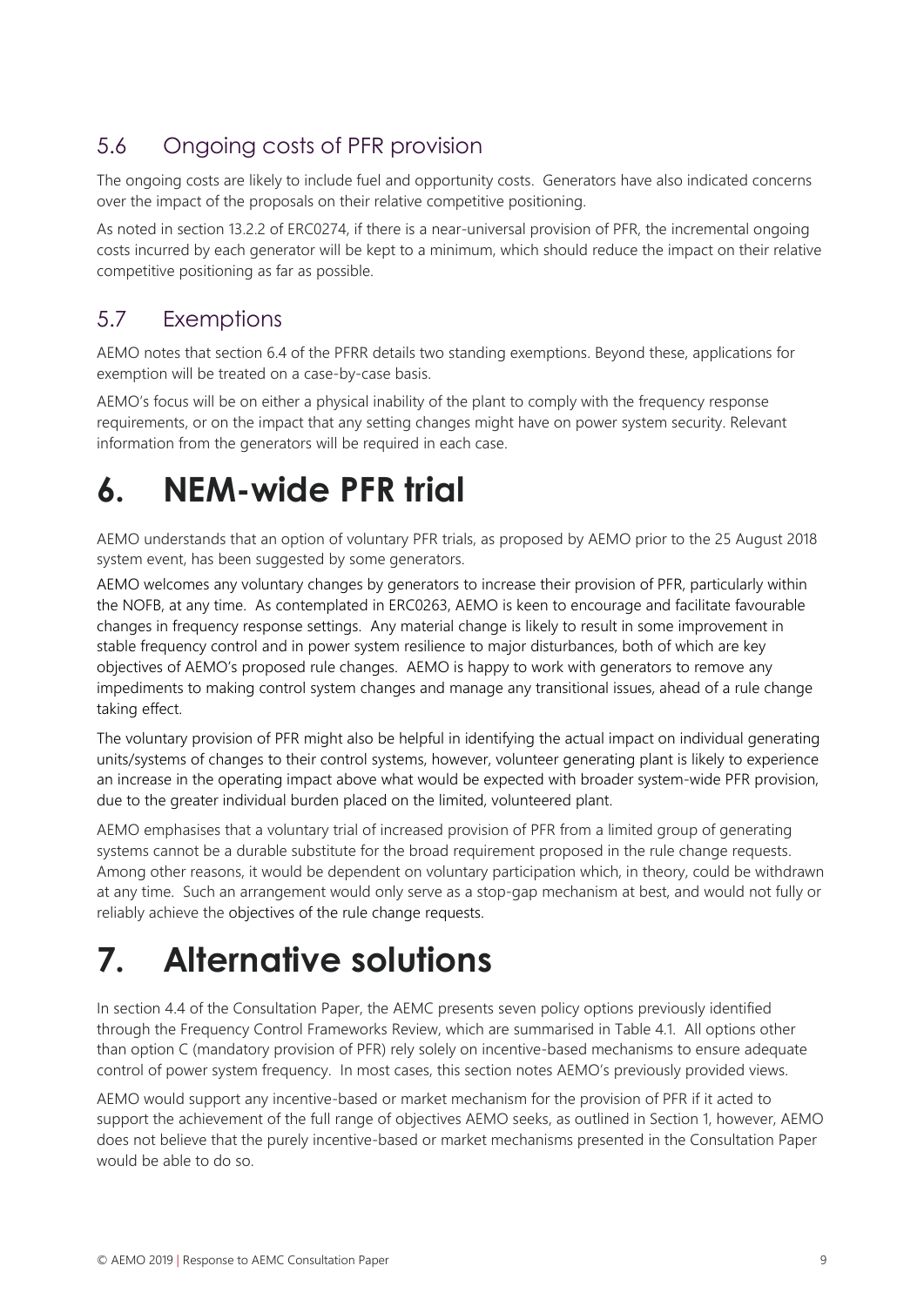## 5.6 Ongoing costs of PFR provision

The ongoing costs are likely to include fuel and opportunity costs. Generators have also indicated concerns over the impact of the proposals on their relative competitive positioning.

As noted in section 13.2.2 of ERC0274, if there is a near-universal provision of PFR, the incremental ongoing costs incurred by each generator will be kept to a minimum, which should reduce the impact on their relative competitive positioning as far as possible.

## 5.7 Exemptions

AEMO notes that section 6.4 of the PFRR details two standing exemptions. Beyond these, applications for exemption will be treated on a case-by-case basis.

AEMO's focus will be on either a physical inability of the plant to comply with the frequency response requirements, or on the impact that any setting changes might have on power system security. Relevant information from the generators will be required in each case.

# 6. NEM-wide PFR trial

AEMO understands that an option of voluntary PFR trials, as proposed by AEMO prior to the 25 August 2018 system event, has been suggested by some generators.

AEMO welcomes any voluntary changes by generators to increase their provision of PFR, particularly within the NOFB, at any time. As contemplated in ERC0263, AEMO is keen to encourage and facilitate favourable changes in frequency response settings. Any material change is likely to result in some improvement in stable frequency control and in power system resilience to major disturbances, both of which are key objectives of AEMO's proposed rule changes. AEMO is happy to work with generators to remove any impediments to making control system changes and manage any transitional issues, ahead of a rule change taking effect.

The voluntary provision of PFR might also be helpful in identifying the actual impact on individual generating units/systems of changes to their control systems, however, volunteer generating plant is likely to experience an increase in the operating impact above what would be expected with broader system-wide PFR provision, due to the greater individual burden placed on the limited, volunteered plant.

AEMO emphasises that a voluntary trial of increased provision of PFR from a limited group of generating systems cannot be a durable substitute for the broad requirement proposed in the rule change requests. Among other reasons, it would be dependent on voluntary participation which, in theory, could be withdrawn at any time. Such an arrangement would only serve as a stop-gap mechanism at best, and would not fully or reliably achieve the objectives of the rule change requests.

# 7. Alternative solutions

In section 4.4 of the Consultation Paper, the AEMC presents seven policy options previously identified through the Frequency Control Frameworks Review, which are summarised in Table 4.1. All options other than option C (mandatory provision of PFR) rely solely on incentive-based mechanisms to ensure adequate control of power system frequency. In most cases, this section notes AEMO's previously provided views.

AEMO would support any incentive-based or market mechanism for the provision of PFR if it acted to support the achievement of the full range of objectives AEMO seeks, as outlined in Section 1, however, AEMO does not believe that the purely incentive-based or market mechanisms presented in the Consultation Paper would be able to do so.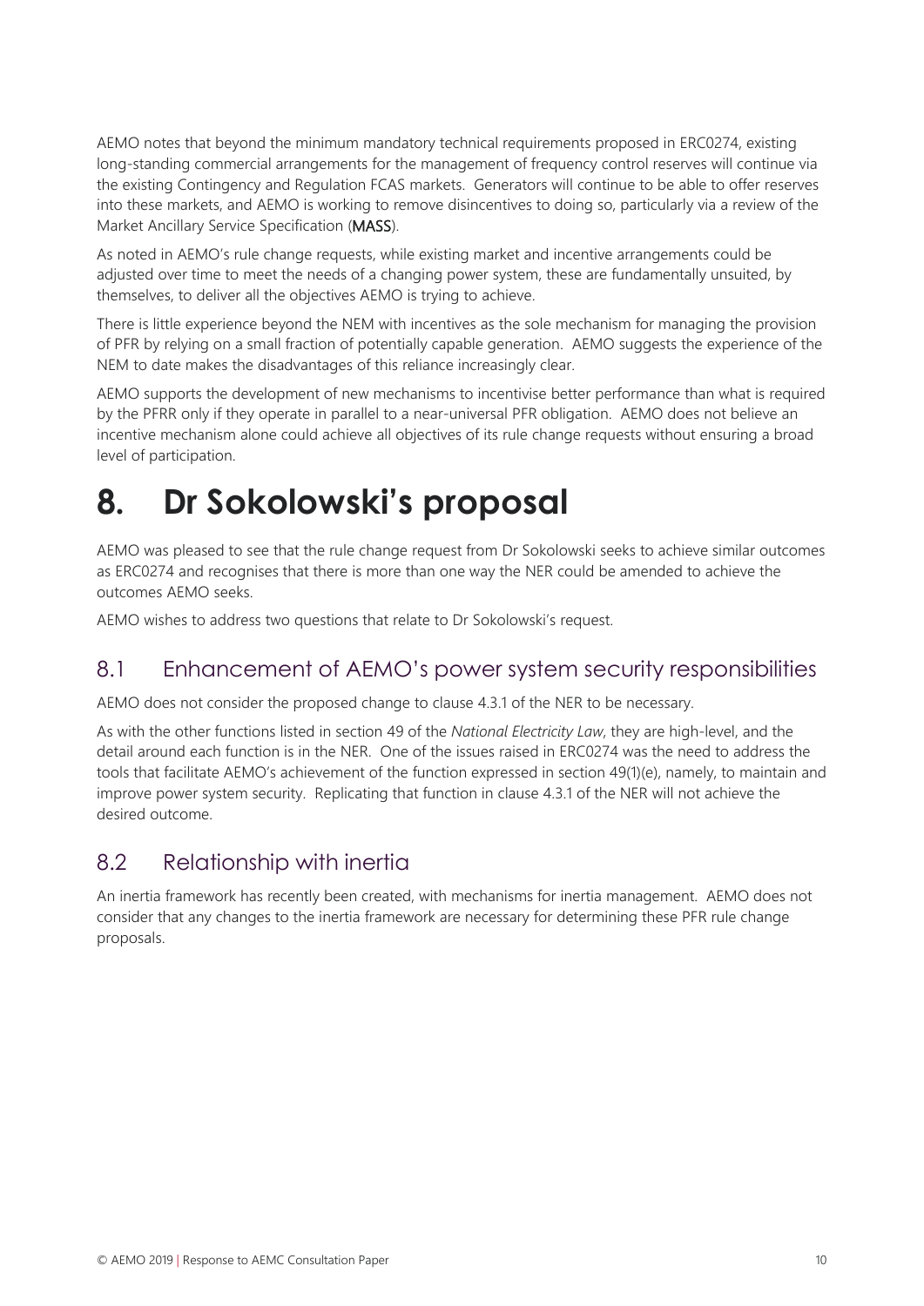AEMO notes that beyond the minimum mandatory technical requirements proposed in ERC0274, existing long-standing commercial arrangements for the management of frequency control reserves will continue via the existing Contingency and Regulation FCAS markets. Generators will continue to be able to offer reserves into these markets, and AEMO is working to remove disincentives to doing so, particularly via a review of the Market Ancillary Service Specification (**MASS**).

As noted in AEMO's rule change requests, while existing market and incentive arrangements could be adjusted over time to meet the needs of a changing power system, these are fundamentally unsuited, by themselves, to deliver all the objectives AEMO is trying to achieve.

There is little experience beyond the NEM with incentives as the sole mechanism for managing the provision of PFR by relying on a small fraction of potentially capable generation. AEMO suggests the experience of the NEM to date makes the disadvantages of this reliance increasingly clear.

AEMO supports the development of new mechanisms to incentivise better performance than what is required by the PFRR only if they operate in parallel to a near-universal PFR obligation. AEMO does not believe an incentive mechanism alone could achieve all objectives of its rule change requests without ensuring a broad level of participation.

# 8. Dr Sokolowski's proposal

AEMO was pleased to see that the rule change request from Dr Sokolowski seeks to achieve similar outcomes as ERC0274 and recognises that there is more than one way the NER could be amended to achieve the outcomes AEMO seeks.

AEMO wishes to address two questions that relate to Dr Sokolowski's request.

## 8.1 Enhancement of AEMO's power system security responsibilities

AEMO does not consider the proposed change to clause 4.3.1 of the NER to be necessary.

As with the other functions listed in section 49 of the *National Electricity Law*, they are high-level, and the detail around each function is in the NER. One of the issues raised in ERC0274 was the need to address the tools that facilitate AEMO's achievement of the function expressed in section 49(1)(e), namely, to maintain and improve power system security. Replicating that function in clause 4.3.1 of the NER will not achieve the desired outcome.

## 8.2 Relationship with inertia

An inertia framework has recently been created, with mechanisms for inertia management. AEMO does not consider that any changes to the inertia framework are necessary for determining these PFR rule change proposals.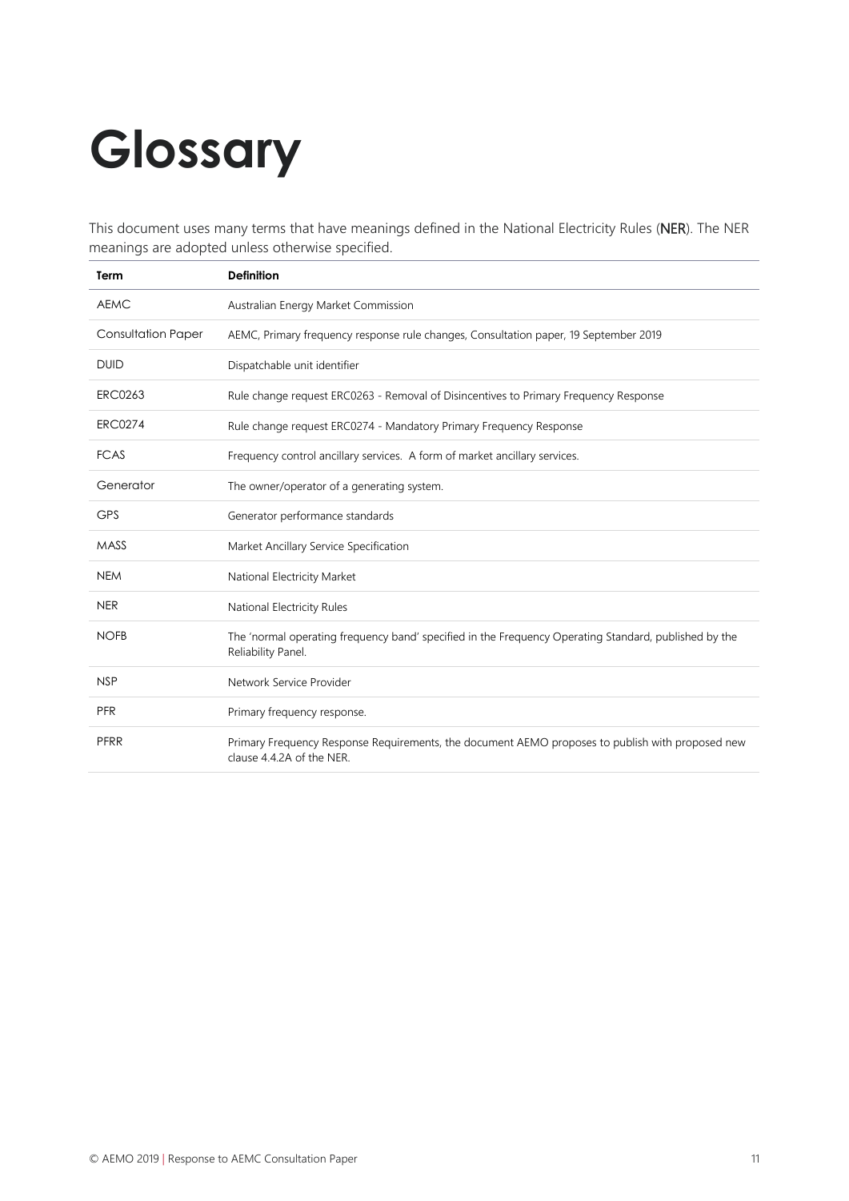# Glossary

This document uses many terms that have meanings defined in the National Electricity Rules (**NER**). The NER meanings are adopted unless otherwise specified.

| Term | Definition |
|---|---|
| AEMC | Australian Energy Market Commission |
| Consultation Paper | AEMC, Primary frequency response rule changes, Consultation paper, 19 September 2019 |
| DUID | Dispatchable unit identifier |
| ERC0263 | Rule change request ERC0263 - Removal of Disincentives to Primary Frequency Response |
| ERC0274 | Rule change request ERC0274 - Mandatory Primary Frequency Response |
| FCAS | Frequency control ancillary services. A form of market ancillary services. |
| Generator | The owner/operator of a generating system. |
| GPS | Generator performance standards |
| MASS | Market Ancillary Service Specification |
| NEM | National Electricity Market |
| NER | National Electricity Rules |
| NOFB | The 'normal operating frequency band' specified in the Frequency Operating Standard, published by the Reliability Panel. |
| NSP | Network Service Provider |
| PFR | Primary frequency response. |
| PFRR | Primary Frequency Response Requirements, the document AEMO proposes to publish with proposed new clause 4.4.2A of the NER. |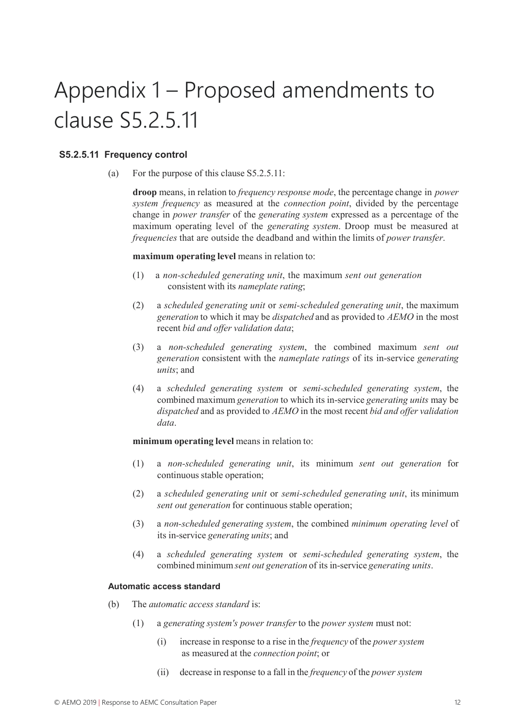# Appendix 1 – Proposed amendments to clause S5.2.5.11

### S5.2.5.11 Frequency control

(a) For the purpose of this clause S5.2.5.11:

**droop** means, in relation to *frequency response mode*, the percentage change in *power system frequency* as measured at the *connection point*, divided by the percentage change in *power transfer* of the *generating system* expressed as a percentage of the maximum operating level of the *generating system*. Droop must be measured at *frequencies* that are outside the deadband and within the limits of *power transfer*.

**maximum operating level** means in relation to:

(1) a *non-scheduled generating unit*, the maximum *sent out generation* consistent with its *nameplate rating*;

(2) a *scheduled generating unit* or *semi-scheduled generating unit*, the maximum *generation* to which it may be *dispatched* and as provided to *AEMO* in the most recent *bid and offer validation data*;

(3) a *non-scheduled generating system*, the combined maximum *sent out generation* consistent with the *nameplate ratings* of its in-service *generating units*; and

(4) a *scheduled generating system* or *semi-scheduled generating system*, the combined maximum *generation* to which its in-service *generating units* may be *dispatched* and as provided to *AEMO* in the most recent *bid and offer validation data*.

**minimum operating level** means in relation to:

(1) a *non-scheduled generating unit*, its minimum *sent out generation* for continuous stable operation;

(2) a *scheduled generating unit* or *semi-scheduled generating unit*, its minimum *sent out generation* for continuous stable operation;

(3) a *non-scheduled generating system*, the combined *minimum operating level* of its in-service *generating units*; and

(4) a *scheduled generating system* or *semi-scheduled generating system*, the combined minimum *sent out generation* of its in-service *generating units*.

#### Automatic access standard

(b) The *automatic access standard* is:

(1) a *generating system's power transfer* to the *power system* must not:

(i) increase in response to a rise in the *frequency* of the *power system* as measured at the *connection point*; or

(ii) decrease in response to a fall in the *frequency* of the *power system*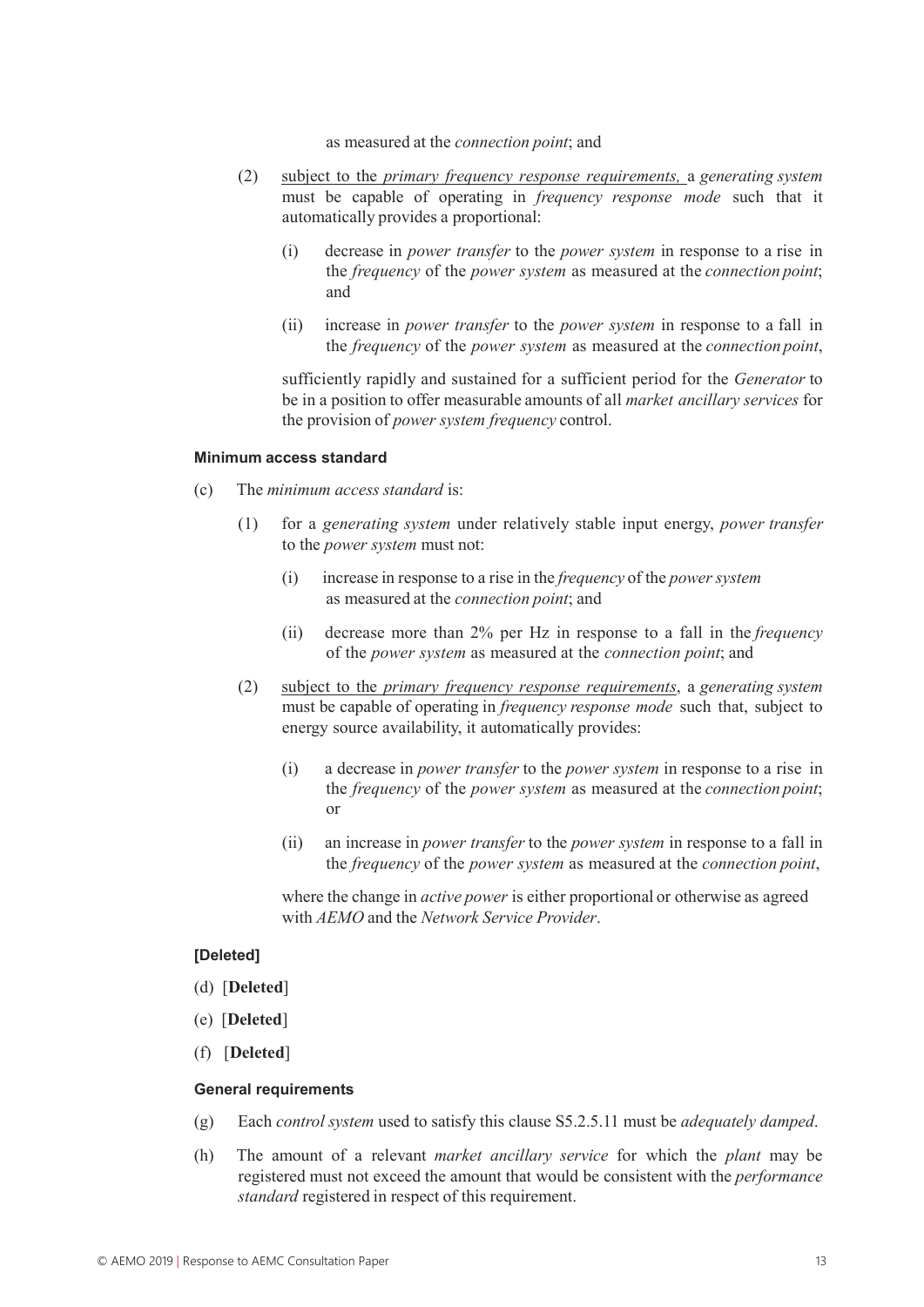as measured at the *connection point*; and

(2) subject to the *primary frequency response requirements,* a *generating system* must be capable of operating in *frequency response mode* such that it automatically provides a proportional:

(i) decrease in *power transfer* to the *power system* in response to a rise in the *frequency* of the *power system* as measured at the *connection point*; and

(ii) increase in *power transfer* to the *power system* in response to a fall in the *frequency* of the *power system* as measured at the *connection point*,

sufficiently rapidly and sustained for a sufficient period for the *Generator* to be in a position to offer measurable amounts of all *market ancillary services* for the provision of *power system frequency* control.

#### Minimum access standard

(c) The *minimum access standard* is:

(1) for a *generating system* under relatively stable input energy, *power transfer* to the *power system* must not:

(i) increase in response to a rise in the *frequency* of the *power system* as measured at the *connection point*; and

(ii) decrease more than 2% per Hz in response to a fall in the *frequency* of the *power system* as measured at the *connection point*; and

(2) subject to the *primary frequency response requirements*, a *generating system* must be capable of operating in *frequency response mode* such that, subject to energy source availability, it automatically provides:

(i) a decrease in *power transfer* to the *power system* in response to a rise in the *frequency* of the *power system* as measured at the *connection point*; or

(ii) an increase in *power transfer* to the *power system* in response to a fall in the *frequency* of the *power system* as measured at the *connection point*,

where the change in *active power* is either proportional or otherwise as agreed with *AEMO* and the *Network Service Provider*.

#### [Deleted]

(d) [**Deleted**]

(e) [**Deleted**]

(f) [**Deleted**]

#### General requirements

(g) Each *control system* used to satisfy this clause S5.2.5.11 must be *adequately damped*.

(h) The amount of a relevant *market ancillary service* for which the *plant* may be registered must not exceed the amount that would be consistent with the *performance standard* registered in respect of this requirement.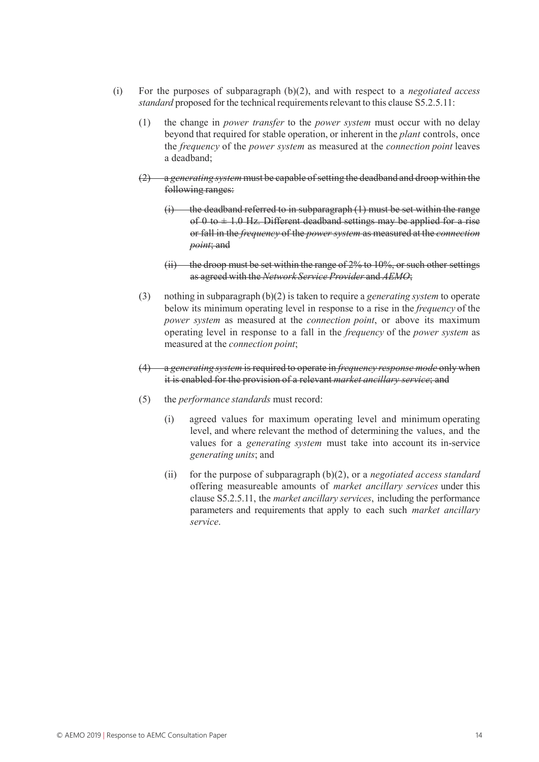(i) For the purposes of subparagraph (b)(2), and with respect to a *negotiated access standard* proposed for the technical requirements relevant to this clause S5.2.5.11:

  (1) the change in *power transfer* to the *power system* must occur with no delay beyond that required for stable operation, or inherent in the *plant* controls, once the *frequency* of the *power system* as measured at the *connection point* leaves a deadband;

  ~~(2) a *generating system* must be capable of setting the deadband and droop within the following ranges:~~

    ~~(i) the deadband referred to in subparagraph (1) must be set within the range of 0 to ± 1.0 Hz. Different deadband settings may be applied for a rise or fall in the *frequency* of the *power system* as measured at the *connection point*; and~~

    ~~(ii) the droop must be set within the range of 2% to 10%, or such other settings as agreed with the *Network Service Provider* and *AEMO*;~~

  (3) nothing in subparagraph (b)(2) is taken to require a *generating system* to operate below its minimum operating level in response to a rise in the *frequency* of the *power system* as measured at the *connection point*, or above its maximum operating level in response to a fall in the *frequency* of the *power system* as measured at the *connection point*;

  ~~(4) a *generating system* is required to operate in *frequency response mode* only when it is enabled for the provision of a relevant *market ancillary service*; and~~

  (5) the *performance standards* must record:

    (i) agreed values for maximum operating level and minimum operating level, and where relevant the method of determining the values, and the values for a *generating system* must take into account its in-service *generating units*; and

    (ii) for the purpose of subparagraph (b)(2), or a *negotiated access standard* offering measureable amounts of *market ancillary services* under this clause S5.2.5.11, the *market ancillary services*, including the performance parameters and requirements that apply to each such *market ancillary service*.